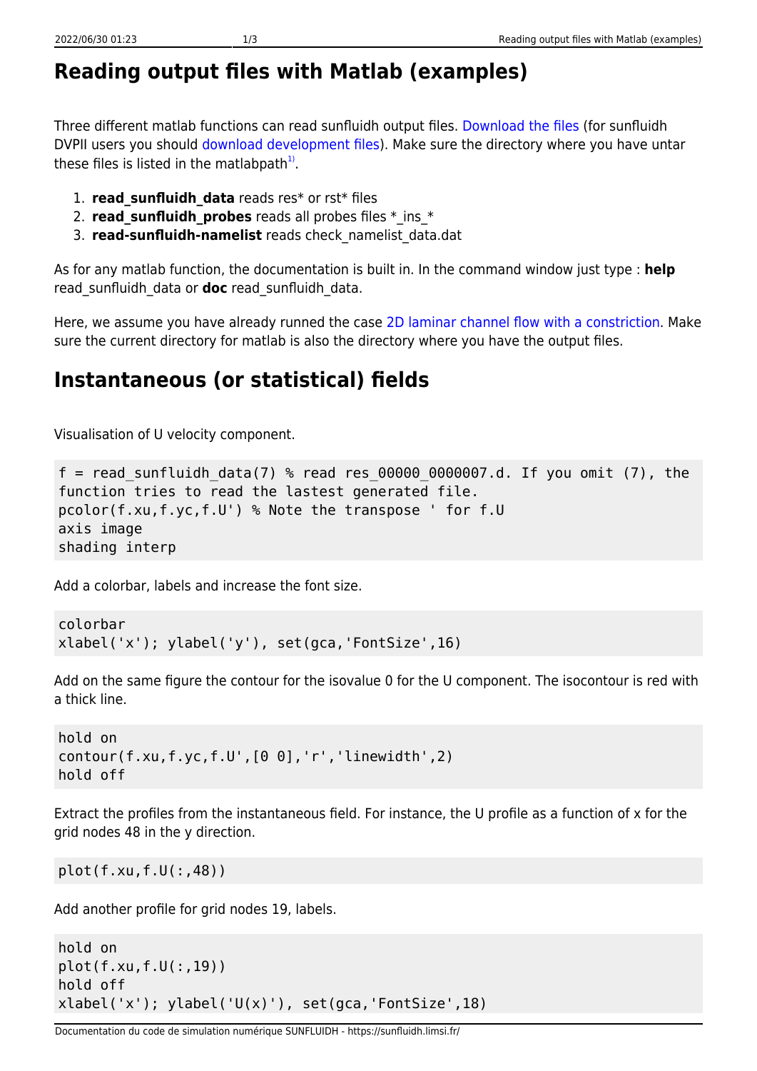# Reading output files with Matlab (examples)

Three different matlab functions can read sunfluidh output files. Download the files (for sunfluidh DVPII users you should download development files). Make sure the directory where you have untar these files is listed in the matlabpath[1].

1. **read_sunfluidh_data** reads res* or rst* files
2. **read_sunfluidh_probes** reads all probes files *_ins_*
3. **read-sunfluidh-namelist** reads check_namelist_data.dat

As for any matlab function, the documentation is built in. In the command window just type : **help** read_sunfluidh_data or **doc** read_sunfluidh_data.

Here, we assume you have already runned the case 2D laminar channel flow with a constriction. Make sure the current directory for matlab is also the directory where you have the output files.

## Instantaneous (or statistical) fields

Visualisation of U velocity component.

```
f = read_sunfluidh_data(7) % read res_00000_0000007.d. If you omit (7), the
function tries to read the lastest generated file.
pcolor(f.xu,f.yc,f.U') % Note the transpose ' for f.U
axis image
shading interp
```

Add a colorbar, labels and increase the font size.

```
colorbar
xlabel('x'); ylabel('y'), set(gca,'FontSize',16)
```

Add on the same figure the contour for the isovalue 0 for the U component. The isocontour is red with a thick line.

```
hold on
contour(f.xu,f.yc,f.U',[0 0],'r','linewidth',2)
hold off
```

Extract the profiles from the instantaneous field. For instance, the U profile as a function of x for the grid nodes 48 in the y direction.

```
plot(f.xu,f.U(:,48))
```

Add another profile for grid nodes 19, labels.

```
hold on
plot(f.xu,f.U(:,19))
hold off
xlabel('x'); ylabel('U(x)'), set(gca,'FontSize',18)
```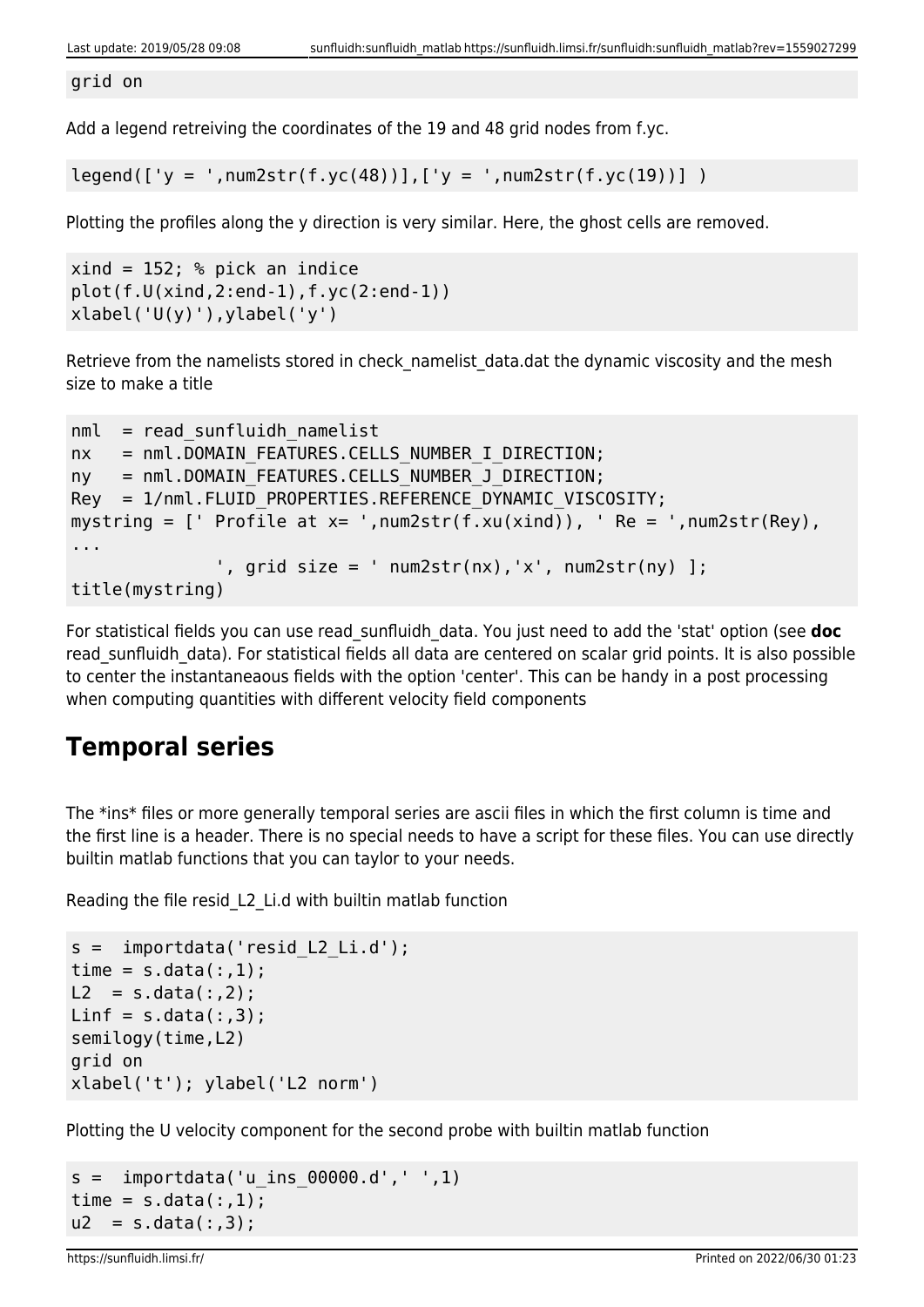```
grid on
```

Add a legend retreiving the coordinates of the 19 and 48 grid nodes from f.yc.

```
legend(['y = ',num2str(f.yc(48))],['y = ',num2str(f.yc(19))] )
```

Plotting the profiles along the y direction is very similar. Here, the ghost cells are removed.

```
xind = 152; % pick an indice
plot(f.U(xind,2:end-1),f.yc(2:end-1))
xlabel('U(y)'),ylabel('y')
```

Retrieve from the namelists stored in check_namelist_data.dat the dynamic viscosity and the mesh size to make a title

```
nml  = read_sunfluidh_namelist
nx   = nml.DOMAIN_FEATURES.CELLS_NUMBER_I_DIRECTION;
ny   = nml.DOMAIN_FEATURES.CELLS_NUMBER_J_DIRECTION;
Rey  = 1/nml.FLUID_PROPERTIES.REFERENCE_DYNAMIC_VISCOSITY;
mystring = [' Profile at x= ',num2str(f.xu(xind)), ' Re = ',num2str(Rey),
...
             ', grid size = ' num2str(nx),'x', num2str(ny) ];
title(mystring)
```

For statistical fields you can use read_sunfluidh_data. You just need to add the 'stat' option (see **doc** read_sunfluidh_data). For statistical fields all data are centered on scalar grid points. It is also possible to center the instantaneaous fields with the option 'center'. This can be handy in a post processing when computing quantities with different velocity field components

## Temporal series

The *ins* files or more generally temporal series are ascii files in which the first column is time and the first line is a header. There is no special needs to have a script for these files. You can use directly builtin matlab functions that you can taylor to your needs.

Reading the file resid_L2_Li.d with builtin matlab function

```
s =  importdata('resid_L2_Li.d');
time = s.data(:,1);
L2  = s.data(:,2);
Linf = s.data(:,3);
semilogy(time,L2)
grid on
xlabel('t'); ylabel('L2 norm')
```

Plotting the U velocity component for the second probe with builtin matlab function

```
s =  importdata('u_ins_00000.d',' ',1)
time = s.data(:,1);
u2  = s.data(:,3);
```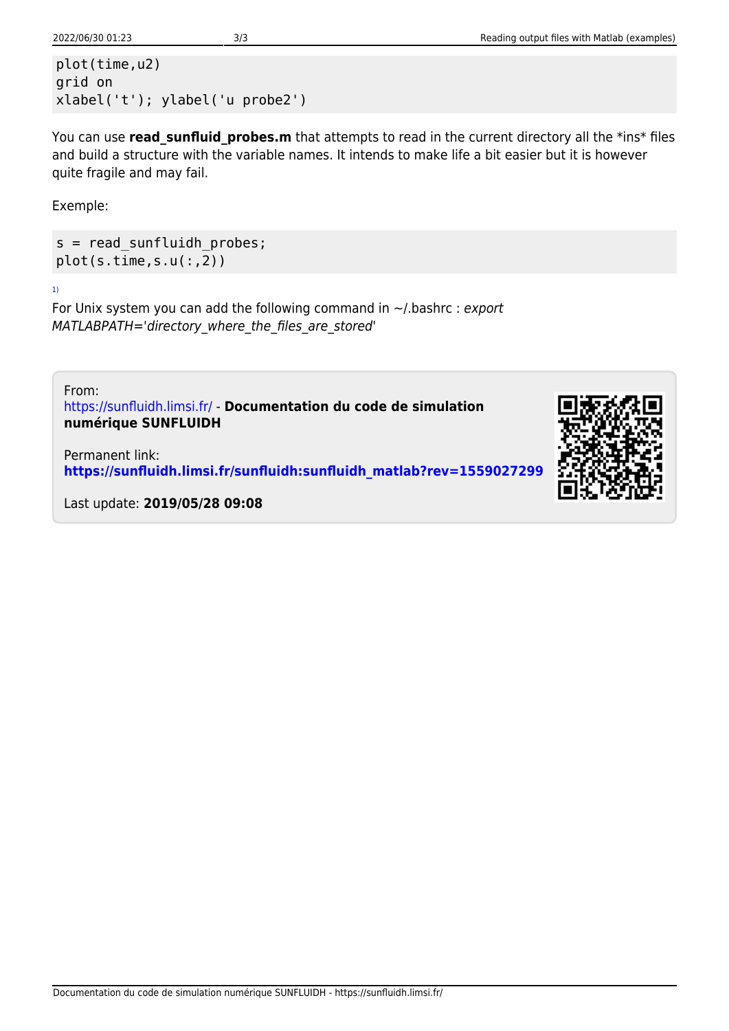```
plot(time,u2)
grid on
xlabel('t'); ylabel('u probe2')
```

You can use **read_sunfluid_probes.m** that attempts to read in the current directory all the *ins* files and build a structure with the variable names. It intends to make life a bit easier but it is however quite fragile and may fail.

Exemple:

```
s = read_sunfluidh_probes;
plot(s.time,s.u(:,2))
```

[1] For Unix system you can add the following command in ~/.bashrc : *export MATLABPATH='directory_where_the_files_are_stored'*

From:
https://sunfluidh.limsi.fr/ - **Documentation du code de simulation numérique SUNFLUIDH**

Permanent link:
**https://sunfluidh.limsi.fr/sunfluidh:sunfluidh_matlab?rev=1559027299**

Last update: **2019/05/28 09:08**